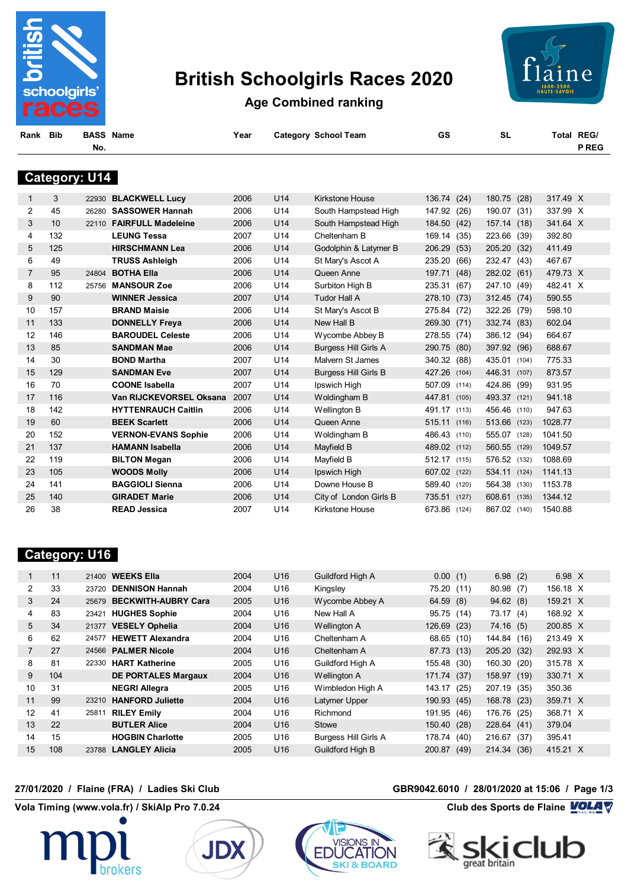# British Schoolgirls Races 2020

## Age Combined ranking

### Category: U14

| Rank | Bib | BASS No. | Name | Year | Category | School Team | GS | | SL | | Total | REG/ P REG |
|---|---|---|---|---|---|---|---|---|---|---|---|---|
| 1 | 3 | 22930 | **BLACKWELL Lucy** | 2006 | U14 | Kirkstone House | 136.74 | (24) | 180.75 | (28) | 317.49 | X |
| 2 | 45 | 26280 | **SASSOWER Hannah** | 2006 | U14 | South Hampstead High | 147.92 | (26) | 190.07 | (31) | 337.99 | X |
| 3 | 10 | 22110 | **FAIRFULL Madeleine** | 2006 | U14 | South Hampstead High | 184.50 | (42) | 157.14 | (18) | 341.64 | X |
| 4 | 132 | | **LEUNG Tessa** | 2007 | U14 | Cheltenham B | 169.14 | (35) | 223.66 | (39) | 392.80 | |
| 5 | 125 | | **HIRSCHMANN Lea** | 2006 | U14 | Godolphin & Latymer B | 206.29 | (53) | 205.20 | (32) | 411.49 | |
| 6 | 49 | | **TRUSS Ashleigh** | 2006 | U14 | St Mary's Ascot A | 235.20 | (66) | 232.47 | (43) | 467.67 | |
| 7 | 95 | 24804 | **BOTHA Ella** | 2006 | U14 | Queen Anne | 197.71 | (48) | 282.02 | (61) | 479.73 | X |
| 8 | 112 | 25756 | **MANSOUR Zoe** | 2006 | U14 | Surbiton High B | 235.31 | (67) | 247.10 | (49) | 482.41 | X |
| 9 | 90 | | **WINNER Jessica** | 2007 | U14 | Tudor Hall A | 278.10 | (73) | 312.45 | (74) | 590.55 | |
| 10 | 157 | | **BRAND Maisie** | 2006 | U14 | St Mary's Ascot B | 275.84 | (72) | 322.26 | (79) | 598.10 | |
| 11 | 133 | | **DONNELLY Freya** | 2006 | U14 | New Hall B | 269.30 | (71) | 332.74 | (83) | 602.04 | |
| 12 | 146 | | **BAROUDEL Celeste** | 2006 | U14 | Wycombe Abbey B | 278.55 | (74) | 386.12 | (94) | 664.67 | |
| 13 | 85 | | **SANDMAN Mae** | 2006 | U14 | Burgess Hill Girls A | 290.75 | (80) | 397.92 | (96) | 688.67 | |
| 14 | 30 | | **BOND Martha** | 2007 | U14 | Malvern St James | 340.32 | (88) | 435.01 | (104) | 775.33 | |
| 15 | 129 | | **SANDMAN Eve** | 2007 | U14 | Burgess Hill Girls B | 427.26 | (104) | 446.31 | (107) | 873.57 | |
| 16 | 70 | | **COONE Isabella** | 2007 | U14 | Ipswich High | 507.09 | (114) | 424.86 | (99) | 931.95 | |
| 17 | 116 | | **Van RIJCKEVORSEL Oksana** | 2007 | U14 | Woldingham B | 447.81 | (105) | 493.37 | (121) | 941.18 | |
| 18 | 142 | | **HYTTENRAUCH Caitlin** | 2006 | U14 | Wellington B | 491.17 | (113) | 456.46 | (110) | 947.63 | |
| 19 | 60 | | **BEEK Scarlett** | 2006 | U14 | Queen Anne | 515.11 | (116) | 513.66 | (123) | 1028.77 | |
| 20 | 152 | | **VERNON-EVANS Sophie** | 2006 | U14 | Woldingham B | 486.43 | (110) | 555.07 | (128) | 1041.50 | |
| 21 | 137 | | **HAMANN Isabella** | 2006 | U14 | Mayfield B | 489.02 | (112) | 560.55 | (129) | 1049.57 | |
| 22 | 119 | | **BILTON Megan** | 2006 | U14 | Mayfield B | 512.17 | (115) | 576.52 | (132) | 1088.69 | |
| 23 | 105 | | **WOODS Molly** | 2006 | U14 | Ipswich High | 607.02 | (122) | 534.11 | (124) | 1141.13 | |
| 24 | 141 | | **BAGGIOLI Sienna** | 2006 | U14 | Downe House B | 589.40 | (120) | 564.38 | (130) | 1153.78 | |
| 25 | 140 | | **GIRADET Marie** | 2006 | U14 | City of London Girls B | 735.51 | (127) | 608.61 | (135) | 1344.12 | |
| 26 | 38 | | **READ Jessica** | 2007 | U14 | Kirkstone House | 673.86 | (124) | 867.02 | (140) | 1540.88 | |

### Category: U16

| Rank | Bib | BASS No. | Name | Year | Category | School Team | GS | | SL | | Total | REG/ P REG |
|---|---|---|---|---|---|---|---|---|---|---|---|---|
| 1 | 11 | 21400 | **WEEKS Ella** | 2004 | U16 | Guildford High A | 0.00 | (1) | 6.98 | (2) | 6.98 | X |
| 2 | 33 | 23720 | **DENNISON Hannah** | 2004 | U16 | Kingsley | 75.20 | (11) | 80.98 | (7) | 156.18 | X |
| 3 | 24 | 25679 | **BECKWITH-AUBRY Cara** | 2005 | U16 | Wycombe Abbey A | 64.59 | (8) | 94.62 | (8) | 159.21 | X |
| 4 | 83 | 23421 | **HUGHES Sophie** | 2004 | U16 | New Hall A | 95.75 | (14) | 73.17 | (4) | 168.92 | X |
| 5 | 34 | 21377 | **VESELY Ophelia** | 2004 | U16 | Wellington A | 126.69 | (23) | 74.16 | (5) | 200.85 | X |
| 6 | 62 | 24577 | **HEWETT Alexandra** | 2004 | U16 | Cheltenham A | 68.65 | (10) | 144.84 | (16) | 213.49 | X |
| 7 | 27 | 24566 | **PALMER Nicole** | 2004 | U16 | Cheltenham A | 87.73 | (13) | 205.20 | (32) | 292.93 | X |
| 8 | 81 | 22330 | **HART Katherine** | 2005 | U16 | Guildford High A | 155.48 | (30) | 160.30 | (20) | 315.78 | X |
| 9 | 104 | | **DE PORTALES Margaux** | 2004 | U16 | Wellington A | 171.74 | (37) | 158.97 | (19) | 330.71 | X |
| 10 | 31 | | **NEGRI Allegra** | 2005 | U16 | Wimbledon High A | 143.17 | (25) | 207.19 | (35) | 350.36 | |
| 11 | 99 | 23210 | **HANFORD Juliette** | 2004 | U16 | Latymer Upper | 190.93 | (45) | 168.78 | (23) | 359.71 | X |
| 12 | 41 | 25811 | **RILEY Emily** | 2004 | U16 | Richmond | 191.95 | (46) | 176.76 | (25) | 368.71 | X |
| 13 | 22 | | **BUTLER Alice** | 2004 | U16 | Stowe | 150.40 | (28) | 228.64 | (41) | 379.04 | |
| 14 | 15 | | **HOGBIN Charlotte** | 2005 | U16 | Burgess Hill Girls A | 178.74 | (40) | 216.67 | (37) | 395.41 | |
| 15 | 108 | 23788 | **LANGLEY Alicia** | 2005 | U16 | Guildford High B | 200.87 | (49) | 214.34 | (36) | 415.21 | X |

27/01/2020 / Flaine (FRA) / Ladies Ski Club — GBR9042.6010 / 28/01/2020 at 15:06

Vola Timing (www.vola.fr) / SkiAlp Pro 7.0.24 — Club des Sports de Flaine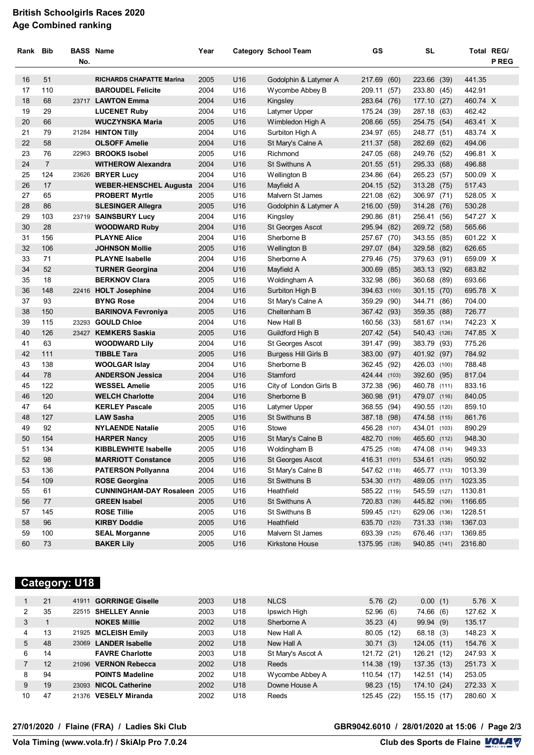# British Schoolgirls Races 2020

## Age Combined ranking

| Rank | Bib | BASS No. | Name | Year | Category | School Team | GS | | SL | | Total | REG/ P REG |
|---|---|---|---|---|---|---|---|---|---|---|---|---|
| 16 | 51 | | **RICHARDS CHAPATTE Marina** | 2005 | U16 | Godolphin & Latymer A | 217.69 | (60) | 223.66 | (39) | 441.35 | |
| 17 | 110 | | **BAROUDEL Felicite** | 2004 | U16 | Wycombe Abbey B | 209.11 | (57) | 233.80 | (45) | 442.91 | |
| 18 | 68 | 23717 | **LAWTON Emma** | 2004 | U16 | Kingsley | 283.64 | (76) | 177.10 | (27) | 460.74 | X |
| 19 | 29 | | **LUCENET Ruby** | 2004 | U16 | Latymer Upper | 175.24 | (39) | 287.18 | (63) | 462.42 | |
| 20 | 66 | | **WUCZYNSKA Maria** | 2005 | U16 | Wimbledon High A | 208.66 | (55) | 254.75 | (54) | 463.41 | X |
| 21 | 79 | 21284 | **HINTON Tilly** | 2004 | U16 | Surbiton High A | 234.97 | (65) | 248.77 | (51) | 483.74 | X |
| 22 | 58 | | **OLSOFF Amelie** | 2004 | U16 | St Mary's Calne A | 211.37 | (58) | 282.69 | (62) | 494.06 | |
| 23 | 76 | 22963 | **BROOKS Isobel** | 2005 | U16 | Richmond | 247.05 | (68) | 249.76 | (52) | 496.81 | X |
| 24 | 7 | | **WITHEROW Alexandra** | 2004 | U16 | St Swithuns A | 201.55 | (51) | 295.33 | (68) | 496.88 | |
| 25 | 124 | 23626 | **BRYER Lucy** | 2004 | U16 | Wellington B | 234.86 | (64) | 265.23 | (57) | 500.09 | X |
| 26 | 17 | | **WEBER-HENSCHEL Augusta** | 2004 | U16 | Mayfield A | 204.15 | (52) | 313.28 | (75) | 517.43 | |
| 27 | 65 | | **PROBERT Myrtle** | 2005 | U16 | Malvern St James | 221.08 | (62) | 306.97 | (71) | 528.05 | X |
| 28 | 86 | | **SLESINGER Allegra** | 2005 | U16 | Godolphin & Latymer A | 216.00 | (59) | 314.28 | (76) | 530.28 | |
| 29 | 103 | 23719 | **SAINSBURY Lucy** | 2004 | U16 | Kingsley | 290.86 | (81) | 256.41 | (56) | 547.27 | X |
| 30 | 28 | | **WOODWARD Ruby** | 2004 | U16 | St Georges Ascot | 295.94 | (82) | 269.72 | (58) | 565.66 | |
| 31 | 156 | | **PLAYNE Alice** | 2004 | U16 | Sherborne B | 257.67 | (70) | 343.55 | (85) | 601.22 | X |
| 32 | 106 | | **JOHNSON Mollie** | 2005 | U16 | Wellington B | 297.07 | (84) | 329.58 | (82) | 626.65 | |
| 33 | 71 | | **PLAYNE Isabelle** | 2004 | U16 | Sherborne A | 279.46 | (75) | 379.63 | (91) | 659.09 | X |
| 34 | 52 | | **TURNER Georgina** | 2004 | U16 | Mayfield A | 300.69 | (85) | 383.13 | (92) | 683.82 | |
| 35 | 18 | | **BERKNOV Clara** | 2005 | U16 | Woldingham A | 332.98 | (86) | 360.68 | (89) | 693.66 | |
| 36 | 148 | 22416 | **HOLT Josephine** | 2004 | U16 | Surbiton High B | 394.63 | (100) | 301.15 | (70) | 695.78 | X |
| 37 | 93 | | **BYNG Rose** | 2004 | U16 | St Mary's Calne A | 359.29 | (90) | 344.71 | (86) | 704.00 | |
| 38 | 150 | | **BARINOVA Fevroniya** | 2005 | U16 | Cheltenham B | 367.42 | (93) | 359.35 | (88) | 726.77 | |
| 39 | 115 | 23293 | **GOULD Chloe** | 2004 | U16 | New Hall B | 160.56 | (33) | 581.67 | (134) | 742.23 | X |
| 40 | 126 | 23427 | **KEMKERS Saskia** | 2005 | U16 | Guildford High B | 207.42 | (54) | 540.43 | (126) | 747.85 | X |
| 41 | 63 | | **WOODWARD Lily** | 2004 | U16 | St Georges Ascot | 391.47 | (99) | 383.79 | (93) | 775.26 | |
| 42 | 111 | | **TIBBLE Tara** | 2005 | U16 | Burgess Hill Girls B | 383.00 | (97) | 401.92 | (97) | 784.92 | |
| 43 | 138 | | **WOOLGAR Islay** | 2004 | U16 | Sherborne B | 362.45 | (92) | 426.03 | (100) | 788.48 | |
| 44 | 78 | | **ANDERSON Jessica** | 2004 | U16 | Stamford | 424.44 | (103) | 392.60 | (95) | 817.04 | |
| 45 | 122 | | **WESSEL Amelie** | 2005 | U16 | City of London Girls B | 372.38 | (96) | 460.78 | (111) | 833.16 | |
| 46 | 120 | | **WELCH Charlotte** | 2004 | U16 | Sherborne B | 360.98 | (91) | 479.07 | (116) | 840.05 | |
| 47 | 64 | | **KERLEY Pascale** | 2005 | U16 | Latymer Upper | 368.55 | (94) | 490.55 | (120) | 859.10 | |
| 48 | 127 | | **LAW Sasha** | 2005 | U16 | St Swithuns B | 387.18 | (98) | 474.58 | (115) | 861.76 | |
| 49 | 92 | | **NYLAENDE Natalie** | 2005 | U16 | Stowe | 456.28 | (107) | 434.01 | (103) | 890.29 | |
| 50 | 154 | | **HARPER Nancy** | 2005 | U16 | St Mary's Calne B | 482.70 | (109) | 465.60 | (112) | 948.30 | |
| 51 | 134 | | **KIBBLEWHITE Isabelle** | 2005 | U16 | Woldingham B | 475.25 | (108) | 474.08 | (114) | 949.33 | |
| 52 | 98 | | **MARRIOTT Constance** | 2005 | U16 | St Georges Ascot | 416.31 | (101) | 534.61 | (125) | 950.92 | |
| 53 | 136 | | **PATERSON Pollyanna** | 2004 | U16 | St Mary's Calne B | 547.62 | (118) | 465.77 | (113) | 1013.39 | |
| 54 | 109 | | **ROSE Georgina** | 2005 | U16 | St Swithuns B | 534.30 | (117) | 489.05 | (117) | 1023.35 | |
| 55 | 61 | | **CUNNINGHAM-DAY Rosaleen** | 2005 | U16 | Heathfield | 585.22 | (119) | 545.59 | (127) | 1130.81 | |
| 56 | 77 | | **GREEN Isabel** | 2005 | U16 | St Swithuns A | 720.83 | (126) | 445.82 | (106) | 1166.65 | |
| 57 | 145 | | **ROSE Tillie** | 2005 | U16 | St Swithuns B | 599.45 | (121) | 629.06 | (136) | 1228.51 | |
| 58 | 96 | | **KIRBY Doddie** | 2005 | U16 | Heathfield | 635.70 | (123) | 731.33 | (138) | 1367.03 | |
| 59 | 100 | | **SEAL Morganne** | 2005 | U16 | Malvern St James | 693.39 | (125) | 676.46 | (137) | 1369.85 | |
| 60 | 73 | | **BAKER Lily** | 2005 | U16 | Kirkstone House | 1375.95 | (128) | 940.85 | (141) | 2316.80 | |

## Category: U18

| Rank | Bib | BASS No. | Name | Year | Category | School Team | GS | | SL | | Total | REG/ P REG |
|---|---|---|---|---|---|---|---|---|---|---|---|---|
| 1 | 21 | 41911 | **GORRINGE Giselle** | 2003 | U18 | NLCS | 5.76 | (2) | 0.00 | (1) | 5.76 | X |
| 2 | 35 | 22515 | **SHELLEY Annie** | 2003 | U18 | Ipswich High | 52.96 | (6) | 74.66 | (6) | 127.62 | X |
| 3 | 1 | | **NOKES Millie** | 2002 | U18 | Sherborne A | 35.23 | (4) | 99.94 | (9) | 135.17 | |
| 4 | 13 | 21925 | **MCLEISH Emily** | 2003 | U18 | New Hall A | 80.05 | (12) | 68.18 | (3) | 148.23 | X |
| 5 | 48 | 23069 | **LANDER Isabelle** | 2002 | U18 | New Hall A | 30.71 | (3) | 124.05 | (11) | 154.76 | X |
| 6 | 14 | | **FAVRE Charlotte** | 2003 | U18 | St Mary's Ascot A | 121.72 | (21) | 126.21 | (12) | 247.93 | X |
| 7 | 12 | 21096 | **VERNON Rebecca** | 2002 | U18 | Reeds | 114.38 | (19) | 137.35 | (13) | 251.73 | X |
| 8 | 94 | | **POINTS Madeline** | 2002 | U18 | Wycombe Abbey A | 110.54 | (17) | 142.51 | (14) | 253.05 | |
| 9 | 19 | 23093 | **NICOL Catherine** | 2002 | U18 | Downe House A | 98.23 | (15) | 174.10 | (24) | 272.33 | X |
| 10 | 47 | 21376 | **VESELY Miranda** | 2002 | U18 | Reeds | 125.45 | (22) | 155.15 | (17) | 280.60 | X |

27/01/2020 / Flaine (FRA) / Ladies Ski Club — GBR9042.6010 / 28/01/2020 at 15:06

Vola Timing (www.vola.fr) / SkiAlp Pro 7.0.24 — Club des Sports de Flaine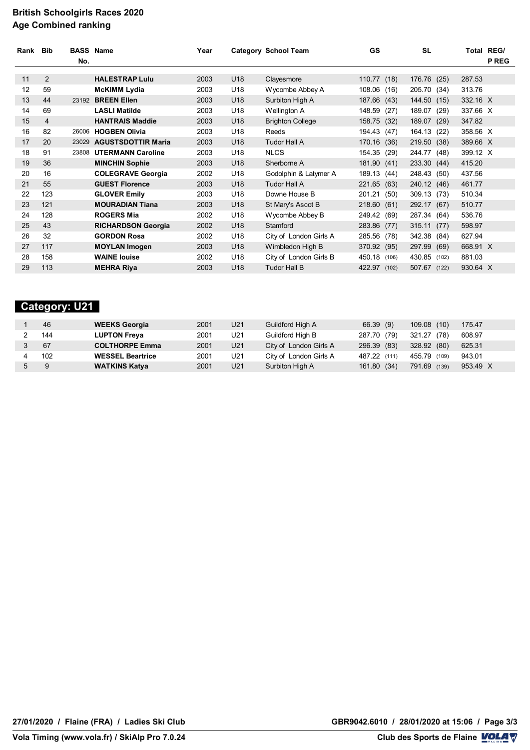**British Schoolgirls Races 2020**
**Age Combined ranking**

| Rank | Bib | BASS No. | Name | Year | Category | School Team | GS | SL | Total | REG/ P REG |
|---|---|---|---|---|---|---|---|---|---|---|
| 11 | 2 | | **HALESTRAP Lulu** | 2003 | U18 | Clayesmore | 110.77 (18) | 176.76 (25) | 287.53 | |
| 12 | 59 | | **McKIMM Lydia** | 2003 | U18 | Wycombe Abbey A | 108.06 (16) | 205.70 (34) | 313.76 | |
| 13 | 44 | 23192 | **BREEN Ellen** | 2003 | U18 | Surbiton High A | 187.66 (43) | 144.50 (15) | 332.16 | X |
| 14 | 69 | | **LASLI Matilde** | 2003 | U18 | Wellington A | 148.59 (27) | 189.07 (29) | 337.66 | X |
| 15 | 4 | | **HANTRAIS Maddie** | 2003 | U18 | Brighton College | 158.75 (32) | 189.07 (29) | 347.82 | |
| 16 | 82 | 26006 | **HOGBEN Olivia** | 2003 | U18 | Reeds | 194.43 (47) | 164.13 (22) | 358.56 | X |
| 17 | 20 | 23029 | **AGUSTSDOTTIR Maria** | 2003 | U18 | Tudor Hall A | 170.16 (36) | 219.50 (38) | 389.66 | X |
| 18 | 91 | 23808 | **UTERMANN Caroline** | 2003 | U18 | NLCS | 154.35 (29) | 244.77 (48) | 399.12 | X |
| 19 | 36 | | **MINCHIN Sophie** | 2003 | U18 | Sherborne A | 181.90 (41) | 233.30 (44) | 415.20 | |
| 20 | 16 | | **COLEGRAVE Georgia** | 2002 | U18 | Godolphin & Latymer A | 189.13 (44) | 248.43 (50) | 437.56 | |
| 21 | 55 | | **GUEST Florence** | 2003 | U18 | Tudor Hall A | 221.65 (63) | 240.12 (46) | 461.77 | |
| 22 | 123 | | **GLOVER Emily** | 2003 | U18 | Downe House B | 201.21 (50) | 309.13 (73) | 510.34 | |
| 23 | 121 | | **MOURADIAN Tiana** | 2003 | U18 | St Mary's Ascot B | 218.60 (61) | 292.17 (67) | 510.77 | |
| 24 | 128 | | **ROGERS Mia** | 2002 | U18 | Wycombe Abbey B | 249.42 (69) | 287.34 (64) | 536.76 | |
| 25 | 43 | | **RICHARDSON Georgia** | 2002 | U18 | Stamford | 283.86 (77) | 315.11 (77) | 598.97 | |
| 26 | 32 | | **GORDON Rosa** | 2002 | U18 | City of London Girls A | 285.56 (78) | 342.38 (84) | 627.94 | |
| 27 | 117 | | **MOYLAN Imogen** | 2003 | U18 | Wimbledon High B | 370.92 (95) | 297.99 (69) | 668.91 | X |
| 28 | 158 | | **WAINE louise** | 2002 | U18 | City of London Girls B | 450.18 (106) | 430.85 (102) | 881.03 | |
| 29 | 113 | | **MEHRA Riya** | 2003 | U18 | Tudor Hall B | 422.97 (102) | 507.67 (122) | 930.64 | X |

## Category: U21

| Rank | Bib | BASS No. | Name | Year | Category | School Team | GS | SL | Total | REG/ P REG |
|---|---|---|---|---|---|---|---|---|---|---|
| 1 | 46 | | **WEEKS Georgia** | 2001 | U21 | Guildford High A | 66.39 (9) | 109.08 (10) | 175.47 | |
| 2 | 144 | | **LUPTON Freya** | 2001 | U21 | Guildford High B | 287.70 (79) | 321.27 (78) | 608.97 | |
| 3 | 67 | | **COLTHORPE Emma** | 2001 | U21 | City of London Girls A | 296.39 (83) | 328.92 (80) | 625.31 | |
| 4 | 102 | | **WESSEL Beartrice** | 2001 | U21 | City of London Girls A | 487.22 (111) | 455.79 (109) | 943.01 | |
| 5 | 9 | | **WATKINS Katya** | 2001 | U21 | Surbiton High A | 161.80 (34) | 791.69 (139) | 953.49 | X |

27/01/2020 / Flaine (FRA) / Ladies Ski Club

GBR9042.6010 / 28/01/2020 at 15:06

Vola Timing (www.vola.fr) / SkiAlp Pro 7.0.24

Club des Sports de Flaine